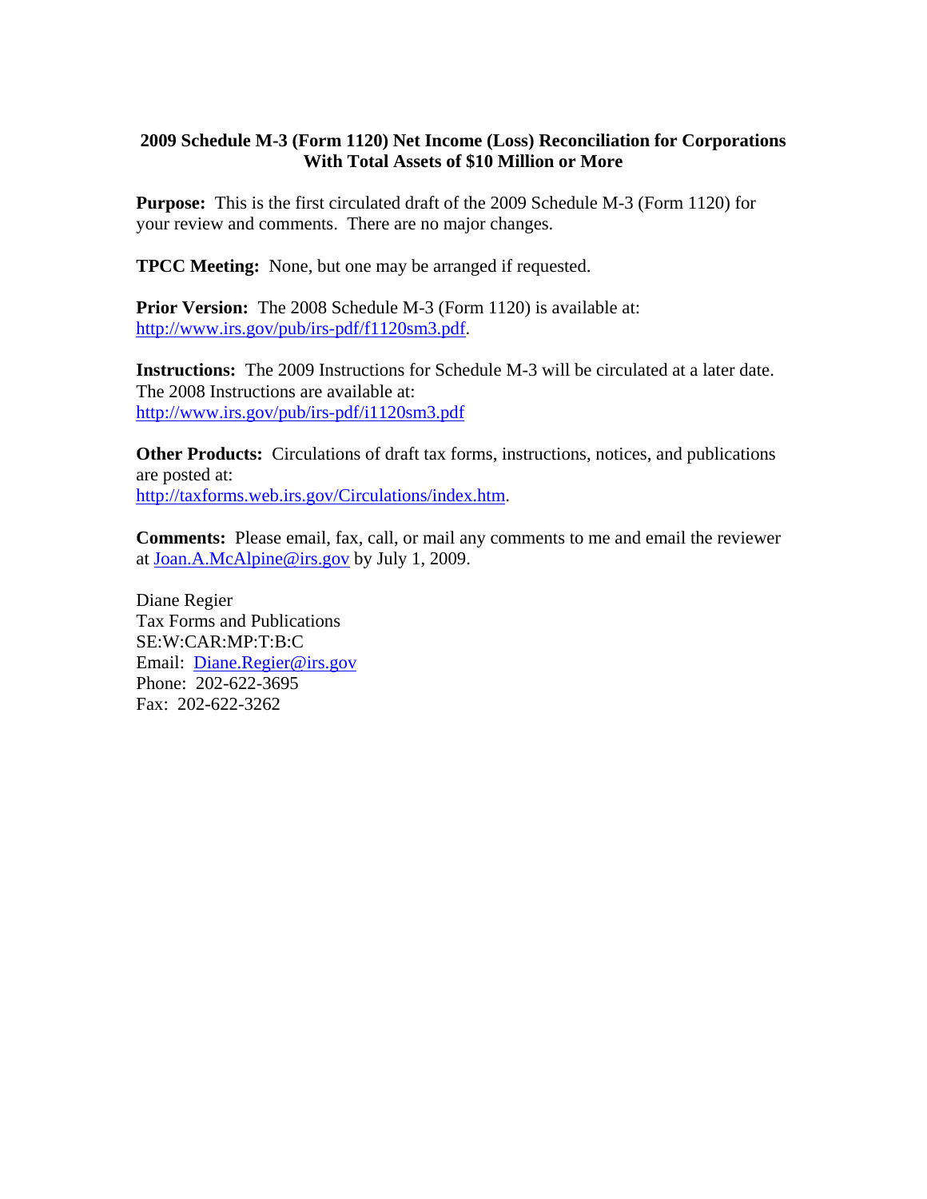# 2009 Schedule M-3 (Form 1120) Net Income (Loss) Reconciliation for Corporations With Total Assets of $10 Million or More

**Purpose:** This is the first circulated draft of the 2009 Schedule M-3 (Form 1120) for your review and comments. There are no major changes.

**TPCC Meeting:** None, but one may be arranged if requested.

**Prior Version:** The 2008 Schedule M-3 (Form 1120) is available at: http://www.irs.gov/pub/irs-pdf/f1120sm3.pdf.

**Instructions:** The 2009 Instructions for Schedule M-3 will be circulated at a later date. The 2008 Instructions are available at: http://www.irs.gov/pub/irs-pdf/i1120sm3.pdf

**Other Products:** Circulations of draft tax forms, instructions, notices, and publications are posted at: http://taxforms.web.irs.gov/Circulations/index.htm.

**Comments:** Please email, fax, call, or mail any comments to me and email the reviewer at Joan.A.McAlpine@irs.gov by July 1, 2009.

Diane Regier
Tax Forms and Publications
SE:W:CAR:MP:T:B:C
Email: Diane.Regier@irs.gov
Phone: 202-622-3695
Fax: 202-622-3262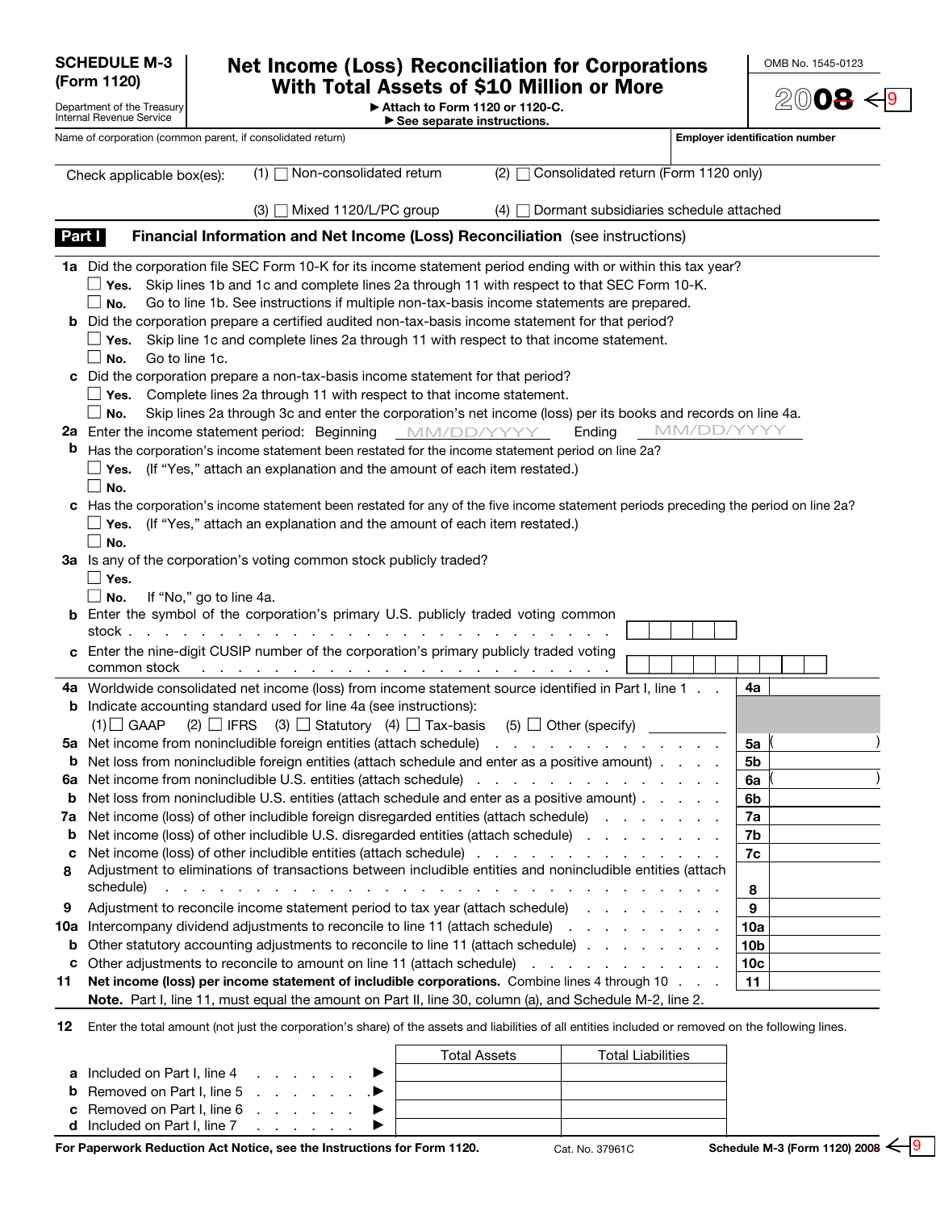**SCHEDULE M-3 (Form 1120)**

Department of the Treasury
Internal Revenue Service

# Net Income (Loss) Reconciliation for Corporations With Total Assets of $10 Million or More

▶ Attach to Form 1120 or 1120-C.
▶ See separate instructions.

OMB No. 1545-0123

2008 ← 9

Name of corporation (common parent, if consolidated return) | Employer identification number

Check applicable box(es): (1) ☐ Non-consolidated return (2) ☐ Consolidated return (Form 1120 only) (3) ☐ Mixed 1120/L/PC group (4) ☐ Dormant subsidiaries schedule attached

## Part I Financial Information and Net Income (Loss) Reconciliation (see instructions)

**1a** Did the corporation file SEC Form 10-K for its income statement period ending with or within this tax year?
☐ **Yes.** Skip lines 1b and 1c and complete lines 2a through 11 with respect to that SEC Form 10-K.
☐ **No.** Go to line 1b. See instructions if multiple non-tax-basis income statements are prepared.

**b** Did the corporation prepare a certified audited non-tax-basis income statement for that period?
☐ **Yes.** Skip line 1c and complete lines 2a through 11 with respect to that income statement.
☐ **No.** Go to line 1c.

**c** Did the corporation prepare a non-tax-basis income statement for that period?
☐ **Yes.** Complete lines 2a through 11 with respect to that income statement.
☐ **No.** Skip lines 2a through 3c and enter the corporation's net income (loss) per its books and records on line 4a.

**2a** Enter the income statement period: Beginning MM/DD/YYYY Ending MM/DD/YYYY

**b** Has the corporation's income statement been restated for the income statement period on line 2a?
☐ **Yes.** (If "Yes," attach an explanation and the amount of each item restated.)
☐ **No.**

**c** Has the corporation's income statement been restated for any of the five income statement periods preceding the period on line 2a?
☐ **Yes.** (If "Yes," attach an explanation and the amount of each item restated.)
☐ **No.**

**3a** Is any of the corporation's voting common stock publicly traded?
☐ **Yes.**
☐ **No.** If "No," go to line 4a.

**b** Enter the symbol of the corporation's primary U.S. publicly traded voting common stock . . . . . . . . . . . . . . . . . . . . . . . . . . . . . .

**c** Enter the nine-digit CUSIP number of the corporation's primary publicly traded voting common stock . . . . . . . . . . . . . . . . . . . . . . . . . .

| Line | Description | Line | Amount |
|---|---|---|---|
| **4a** | Worldwide consolidated net income (loss) from income statement source identified in Part I, line 1 . . . | 4a | |
| **b** | Indicate accounting standard used for line 4a (see instructions): (1) ☐ GAAP (2) ☐ IFRS (3) ☐ Statutory (4) ☐ Tax-basis (5) ☐ Other (specify) | | |
| **5a** | Net income from nonincludible foreign entities (attach schedule) . . . . . . . . . . . . . . . . | 5a | ( ) |
| **b** | Net loss from nonincludible foreign entities (attach schedule and enter as a positive amount) . . . . | 5b | |
| **6a** | Net income from nonincludible U.S. entities (attach schedule) . . . . . . . . . . . . . . . . | 6a | ( ) |
| **b** | Net loss from nonincludible U.S. entities (attach schedule and enter as a positive amount) . . . . . | 6b | |
| **7a** | Net income (loss) of other includible foreign disregarded entities (attach schedule) . . . . . . . | 7a | |
| **b** | Net income (loss) of other includible U.S. disregarded entities (attach schedule) . . . . . . . . | 7b | |
| **c** | Net income (loss) of other includible entities (attach schedule) . . . . . . . . . . . . . . . | 7c | |
| **8** | Adjustment to eliminations of transactions between includible entities and nonincludible entities (attach schedule) . . . . . . . . . . . . . . . . . . . . . . . . . . . . . . . | 8 | |
| **9** | Adjustment to reconcile income statement period to tax year (attach schedule) . . . . . . . . | 9 | |
| **10a** | Intercompany dividend adjustments to reconcile to line 11 (attach schedule) . . . . . . . . . | 10a | |
| **b** | Other statutory accounting adjustments to reconcile to line 11 (attach schedule) . . . . . . . . | 10b | |
| **c** | Other adjustments to reconcile to amount on line 11 (attach schedule) . . . . . . . . . . . | 10c | |
| **11** | **Net income (loss) per income statement of includible corporations.** Combine lines 4 through 10 . . . | 11 | |

**Note.** Part I, line 11, must equal the amount on Part II, line 30, column (a), and Schedule M-2, line 2.

**12** Enter the total amount (not just the corporation's share) of the assets and liabilities of all entities included or removed on the following lines.

| | | Total Assets | Total Liabilities |
|---|---|---|---|
| **a** | Included on Part I, line 4 . . . . . . . ▶ | | |
| **b** | Removed on Part I, line 5 . . . . . . . ▶ | | |
| **c** | Removed on Part I, line 6 . . . . . . . ▶ | | |
| **d** | Included on Part I, line 7 . . . . . . . ▶ | | |

**For Paperwork Reduction Act Notice, see the Instructions for Form 1120.** Cat. No. 37961C **Schedule M-3 (Form 1120) 2008** ← 9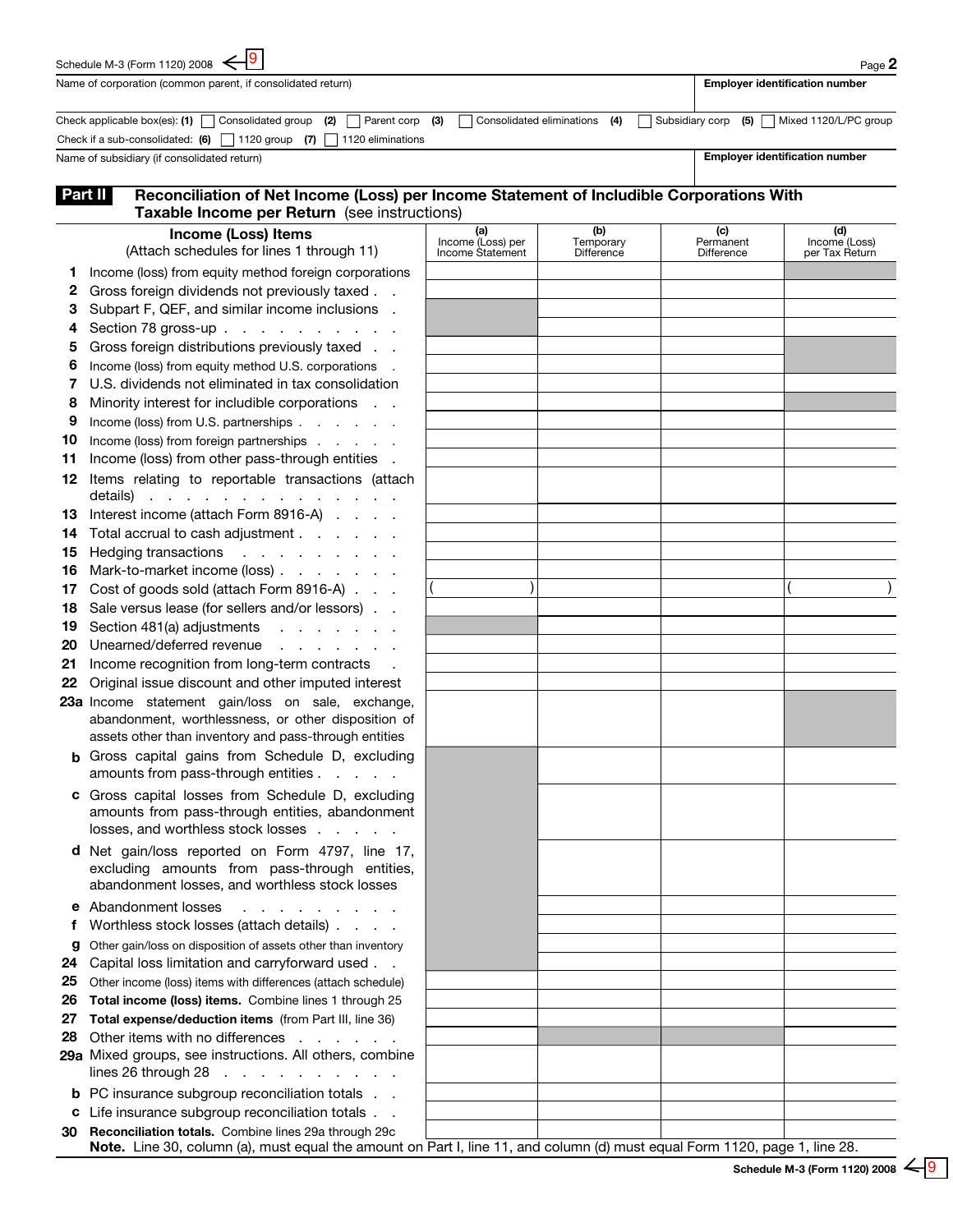Schedule M-3 (Form 1120) 2008 ← 9

Page **2**

| Name of corporation (common parent, if consolidated return) | Employer identification number |
|---|---|
| | |

Check applicable box(es): **(1)** ☐ Consolidated group **(2)** ☐ Parent corp **(3)** ☐ Consolidated eliminations **(4)** ☐ Subsidiary corp **(5)** ☐ Mixed 1120/L/PC group

Check if a sub-consolidated: **(6)** ☐ 1120 group **(7)** ☐ 1120 eliminations

| Name of subsidiary (if consolidated return) | Employer identification number |
|---|---|
| | |

## Part II Reconciliation of Net Income (Loss) per Income Statement of Includible Corporations With Taxable Income per Return (see instructions)

| | Income (Loss) Items (Attach schedules for lines 1 through 11) | (a) Income (Loss) per Income Statement | (b) Temporary Difference | (c) Permanent Difference | (d) Income (Loss) per Tax Return |
|---|---|---|---|---|---|
| 1 | Income (loss) from equity method foreign corporations | | | | |
| 2 | Gross foreign dividends not previously taxed | | | | |
| 3 | Subpart F, QEF, and similar income inclusions | | | | |
| 4 | Section 78 gross-up | | | | |
| 5 | Gross foreign distributions previously taxed | | | | |
| 6 | Income (loss) from equity method U.S. corporations | | | | |
| 7 | U.S. dividends not eliminated in tax consolidation | | | | |
| 8 | Minority interest for includible corporations | | | | |
| 9 | Income (loss) from U.S. partnerships | | | | |
| 10 | Income (loss) from foreign partnerships | | | | |
| 11 | Income (loss) from other pass-through entities | | | | |
| 12 | Items relating to reportable transactions (attach details) | | | | |
| 13 | Interest income (attach Form 8916-A) | | | | |
| 14 | Total accrual to cash adjustment | | | | |
| 15 | Hedging transactions | | | | |
| 16 | Mark-to-market income (loss) | | | | |
| 17 | Cost of goods sold (attach Form 8916-A) | ( ) | | | ( ) |
| 18 | Sale versus lease (for sellers and/or lessors) | | | | |
| 19 | Section 481(a) adjustments | | | | |
| 20 | Unearned/deferred revenue | | | | |
| 21 | Income recognition from long-term contracts | | | | |
| 22 | Original issue discount and other imputed interest | | | | |
| 23a | Income statement gain/loss on sale, exchange, abandonment, worthlessness, or other disposition of assets other than inventory and pass-through entities | | | | |
| b | Gross capital gains from Schedule D, excluding amounts from pass-through entities | | | | |
| c | Gross capital losses from Schedule D, excluding amounts from pass-through entities, abandonment losses, and worthless stock losses | | | | |
| d | Net gain/loss reported on Form 4797, line 17, excluding amounts from pass-through entities, abandonment losses, and worthless stock losses | | | | |
| e | Abandonment losses | | | | |
| f | Worthless stock losses (attach details) | | | | |
| g | Other gain/loss on disposition of assets other than inventory | | | | |
| 24 | Capital loss limitation and carryforward used | | | | |
| 25 | Other income (loss) items with differences (attach schedule) | | | | |
| 26 | **Total income (loss) items.** Combine lines 1 through 25 | | | | |
| 27 | **Total expense/deduction items** (from Part III, line 36) | | | | |
| 28 | Other items with no differences | | | | |
| 29a | Mixed groups, see instructions. All others, combine lines 26 through 28 | | | | |
| b | PC insurance subgroup reconciliation totals | | | | |
| c | Life insurance subgroup reconciliation totals | | | | |
| 30 | **Reconciliation totals.** Combine lines 29a through 29c | | | | |

**Note.** Line 30, column (a), must equal the amount on Part I, line 11, and column (d) must equal Form 1120, page 1, line 28.

**Schedule M-3 (Form 1120) 2008** ← 9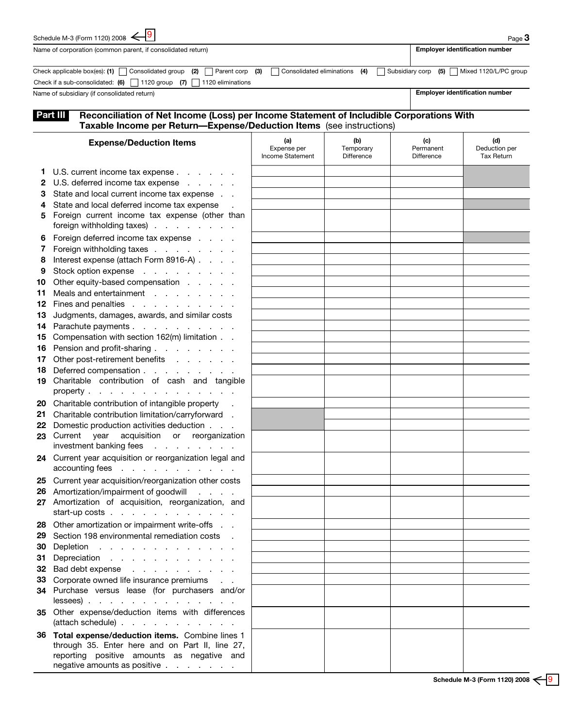Name of corporation (common parent, if consolidated return) | **Employer identification number**

Check applicable box(es): **(1)** ☐ Consolidated group **(2)** ☐ Parent corp **(3)** ☐ Consolidated eliminations **(4)** ☐ Subsidiary corp **(5)** ☐ Mixed 1120/L/PC group

Check if a sub-consolidated: **(6)** ☐ 1120 group **(7)** ☐ 1120 eliminations

Name of subsidiary (if consolidated return) | **Employer identification number**

## Part III Reconciliation of Net Income (Loss) per Income Statement of Includible Corporations With Taxable Income per Return—Expense/Deduction Items (see instructions)

| | Expense/Deduction Items | (a) Expense per Income Statement | (b) Temporary Difference | (c) Permanent Difference | (d) Deduction per Tax Return |
|---|---|---|---|---|---|
| 1 | U.S. current income tax expense | | | | |
| 2 | U.S. deferred income tax expense | | | | |
| 3 | State and local current income tax expense | | | | |
| 4 | State and local deferred income tax expense | | | | |
| 5 | Foreign current income tax expense (other than foreign withholding taxes) | | | | |
| 6 | Foreign deferred income tax expense | | | | |
| 7 | Foreign withholding taxes | | | | |
| 8 | Interest expense (attach Form 8916-A) | | | | |
| 9 | Stock option expense | | | | |
| 10 | Other equity-based compensation | | | | |
| 11 | Meals and entertainment | | | | |
| 12 | Fines and penalties | | | | |
| 13 | Judgments, damages, awards, and similar costs | | | | |
| 14 | Parachute payments | | | | |
| 15 | Compensation with section 162(m) limitation | | | | |
| 16 | Pension and profit-sharing | | | | |
| 17 | Other post-retirement benefits | | | | |
| 18 | Deferred compensation | | | | |
| 19 | Charitable contribution of cash and tangible property | | | | |
| 20 | Charitable contribution of intangible property | | | | |
| 21 | Charitable contribution limitation/carryforward | | | | |
| 22 | Domestic production activities deduction | | | | |
| 23 | Current year acquisition or reorganization investment banking fees | | | | |
| 24 | Current year acquisition or reorganization legal and accounting fees | | | | |
| 25 | Current year acquisition/reorganization other costs | | | | |
| 26 | Amortization/impairment of goodwill | | | | |
| 27 | Amortization of acquisition, reorganization, and start-up costs | | | | |
| 28 | Other amortization or impairment write-offs | | | | |
| 29 | Section 198 environmental remediation costs | | | | |
| 30 | Depletion | | | | |
| 31 | Depreciation | | | | |
| 32 | Bad debt expense | | | | |
| 33 | Corporate owned life insurance premiums | | | | |
| 34 | Purchase versus lease (for purchasers and/or lessees) | | | | |
| 35 | Other expense/deduction items with differences (attach schedule) | | | | |
| 36 | **Total expense/deduction items.** Combine lines 1 through 35. Enter here and on Part II, line 27, reporting positive amounts as negative and negative amounts as positive | | | | |